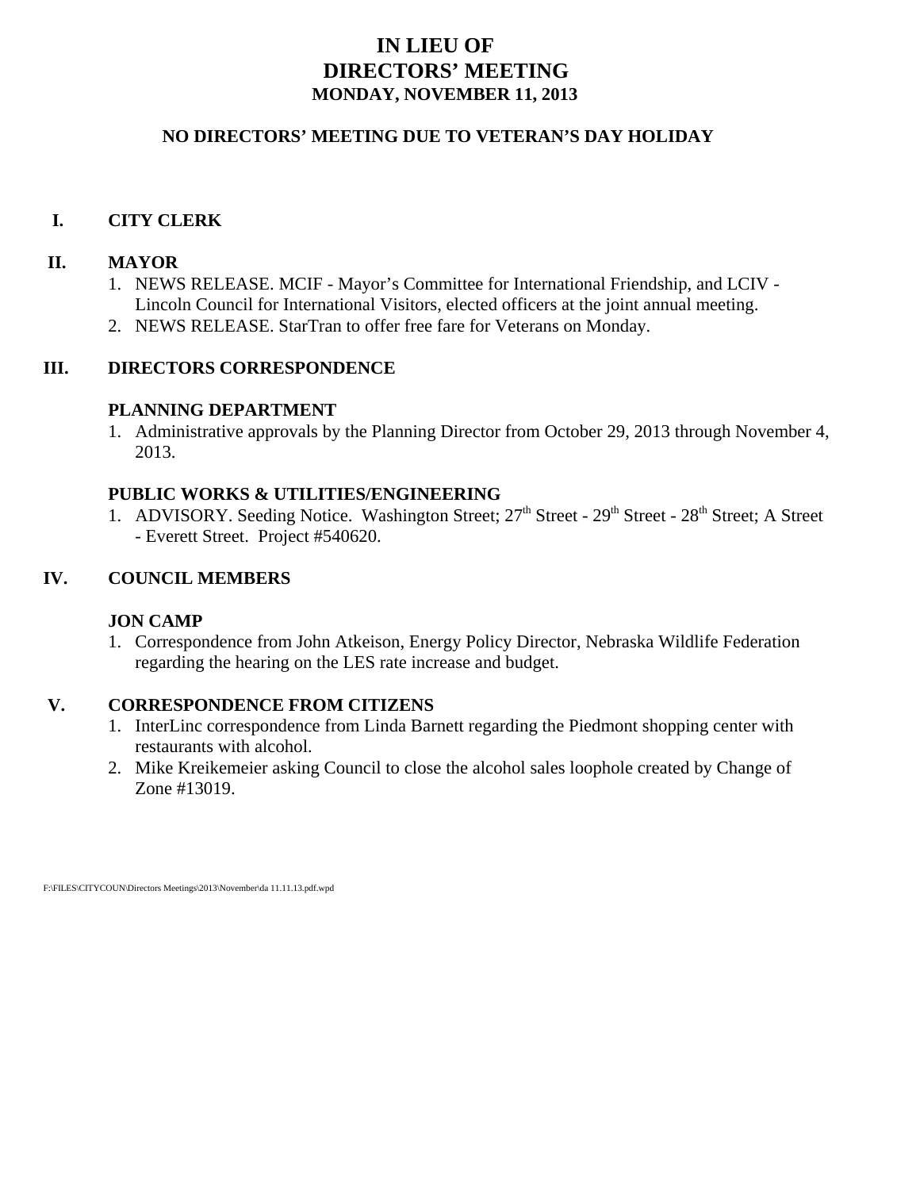# IN LIEU OF
# DIRECTORS' MEETING
### MONDAY, NOVEMBER 11, 2013

**NO DIRECTORS' MEETING DUE TO VETERAN'S DAY HOLIDAY**

## I. CITY CLERK

## II. MAYOR

1. NEWS RELEASE. MCIF - Mayor's Committee for International Friendship, and LCIV - Lincoln Council for International Visitors, elected officers at the joint annual meeting.
2. NEWS RELEASE. StarTran to offer free fare for Veterans on Monday.

## III. DIRECTORS CORRESPONDENCE

### PLANNING DEPARTMENT

1. Administrative approvals by the Planning Director from October 29, 2013 through November 4, 2013.

### PUBLIC WORKS & UTILITIES/ENGINEERING

1. ADVISORY. Seeding Notice. Washington Street; 27th Street - 29th Street - 28th Street; A Street - Everett Street. Project #540620.

## IV. COUNCIL MEMBERS

### JON CAMP

1. Correspondence from John Atkeison, Energy Policy Director, Nebraska Wildlife Federation regarding the hearing on the LES rate increase and budget.

## V. CORRESPONDENCE FROM CITIZENS

1. InterLinc correspondence from Linda Barnett regarding the Piedmont shopping center with restaurants with alcohol.
2. Mike Kreikemeier asking Council to close the alcohol sales loophole created by Change of Zone #13019.

F:\FILES\CITYCOUN\Directors Meetings\2013\November\da 11.11.13.pdf.wpd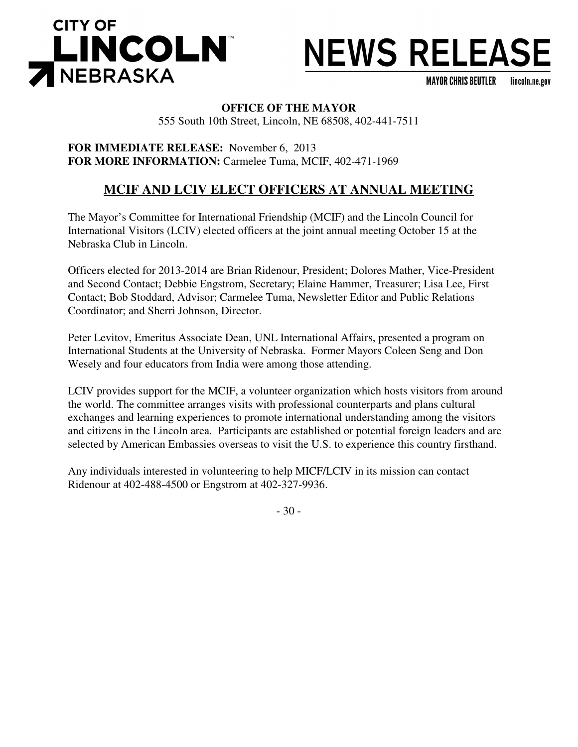# CITY OF LINCOLN NEBRASKA

# NEWS RELEASE

MAYOR CHRIS BEUTLER lincoln.ne.gov

**OFFICE OF THE MAYOR**
555 South 10th Street, Lincoln, NE 68508, 402-441-7511

**FOR IMMEDIATE RELEASE:** November 6, 2013
**FOR MORE INFORMATION:** Carmelee Tuma, MCIF, 402-471-1969

## MCIF AND LCIV ELECT OFFICERS AT ANNUAL MEETING

The Mayor's Committee for International Friendship (MCIF) and the Lincoln Council for International Visitors (LCIV) elected officers at the joint annual meeting October 15 at the Nebraska Club in Lincoln.

Officers elected for 2013-2014 are Brian Ridenour, President; Dolores Mather, Vice-President and Second Contact; Debbie Engstrom, Secretary; Elaine Hammer, Treasurer; Lisa Lee, First Contact; Bob Stoddard, Advisor; Carmelee Tuma, Newsletter Editor and Public Relations Coordinator; and Sherri Johnson, Director.

Peter Levitov, Emeritus Associate Dean, UNL International Affairs, presented a program on International Students at the University of Nebraska. Former Mayors Coleen Seng and Don Wesely and four educators from India were among those attending.

LCIV provides support for the MCIF, a volunteer organization which hosts visitors from around the world. The committee arranges visits with professional counterparts and plans cultural exchanges and learning experiences to promote international understanding among the visitors and citizens in the Lincoln area. Participants are established or potential foreign leaders and are selected by American Embassies overseas to visit the U.S. to experience this country firsthand.

Any individuals interested in volunteering to help MICF/LCIV in its mission can contact Ridenour at 402-488-4500 or Engstrom at 402-327-9936.

- 30 -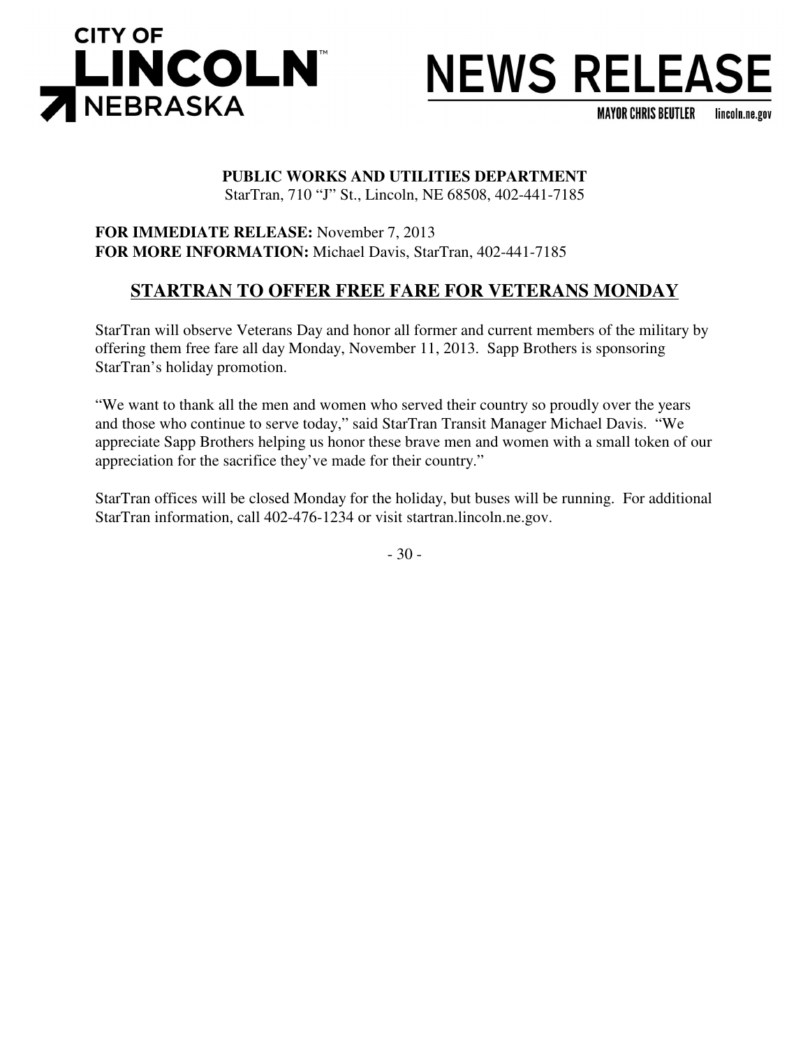CITY OF **LINCOLN** NEBRASKA

# NEWS RELEASE

MAYOR CHRIS BEUTLER lincoln.ne.gov

**PUBLIC WORKS AND UTILITIES DEPARTMENT**
StarTran, 710 "J" St., Lincoln, NE 68508, 402-441-7185

**FOR IMMEDIATE RELEASE:** November 7, 2013
**FOR MORE INFORMATION:** Michael Davis, StarTran, 402-441-7185

## STARTRAN TO OFFER FREE FARE FOR VETERANS MONDAY

StarTran will observe Veterans Day and honor all former and current members of the military by offering them free fare all day Monday, November 11, 2013. Sapp Brothers is sponsoring StarTran's holiday promotion.

"We want to thank all the men and women who served their country so proudly over the years and those who continue to serve today," said StarTran Transit Manager Michael Davis. "We appreciate Sapp Brothers helping us honor these brave men and women with a small token of our appreciation for the sacrifice they've made for their country."

StarTran offices will be closed Monday for the holiday, but buses will be running. For additional StarTran information, call 402-476-1234 or visit startran.lincoln.ne.gov.

- 30 -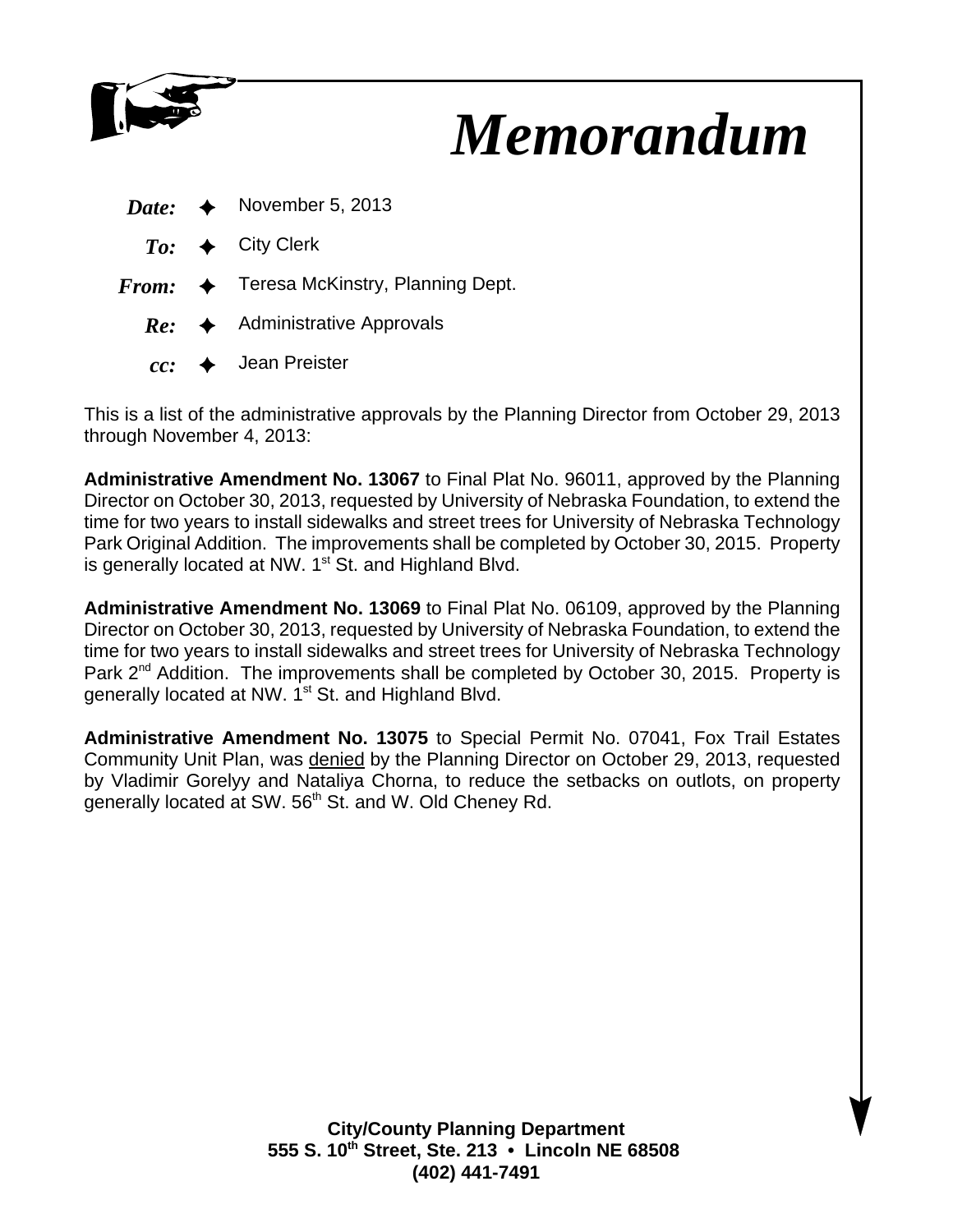# *Memorandum*

***Date:*** ✦ November 5, 2013

***To:*** ✦ City Clerk

***From:*** ✦ Teresa McKinstry, Planning Dept.

***Re:*** ✦ Administrative Approvals

***cc:*** ✦ Jean Preister

This is a list of the administrative approvals by the Planning Director from October 29, 2013 through November 4, 2013:

**Administrative Amendment No. 13067** to Final Plat No. 96011, approved by the Planning Director on October 30, 2013, requested by University of Nebraska Foundation, to extend the time for two years to install sidewalks and street trees for University of Nebraska Technology Park Original Addition. The improvements shall be completed by October 30, 2015. Property is generally located at NW. 1st St. and Highland Blvd.

**Administrative Amendment No. 13069** to Final Plat No. 06109, approved by the Planning Director on October 30, 2013, requested by University of Nebraska Foundation, to extend the time for two years to install sidewalks and street trees for University of Nebraska Technology Park 2nd Addition. The improvements shall be completed by October 30, 2015. Property is generally located at NW. 1st St. and Highland Blvd.

**Administrative Amendment No. 13075** to Special Permit No. 07041, Fox Trail Estates Community Unit Plan, was <u>denied</u> by the Planning Director on October 29, 2013, requested by Vladimir Gorelyy and Nataliya Chorna, to reduce the setbacks on outlots, on property generally located at SW. 56th St. and W. Old Cheney Rd.

**City/County Planning Department**
**555 S. 10th Street, Ste. 213 • Lincoln NE 68508**
**(402) 441-7491**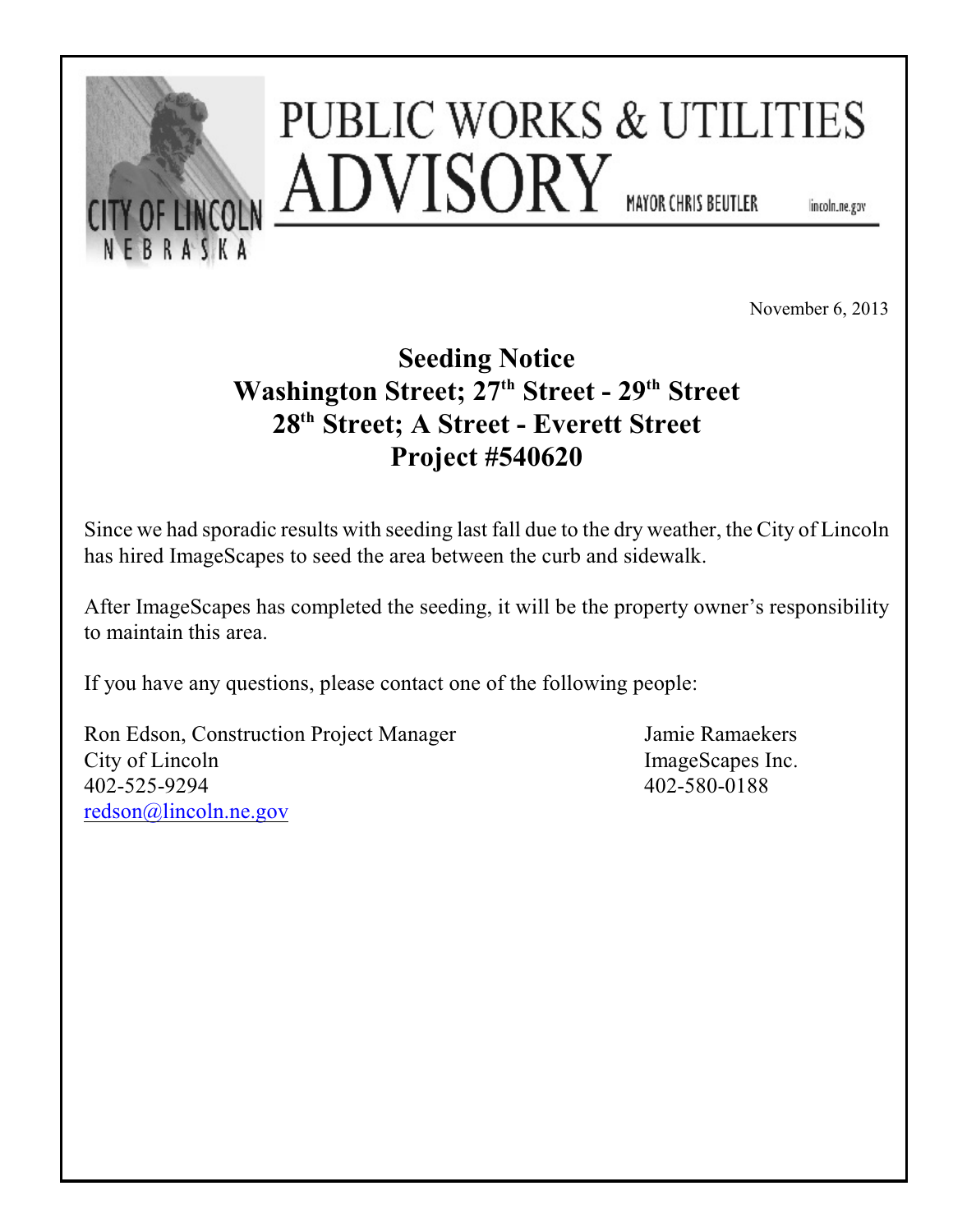# PUBLIC WORKS & UTILITIES ADVISORY

CITY OF LINCOLN NEBRASKA

MAYOR CHRIS BEUTLER lincoln.ne.gov

November 6, 2013

## Seeding Notice
## Washington Street; 27th Street - 29th Street
## 28th Street; A Street - Everett Street
## Project #540620

Since we had sporadic results with seeding last fall due to the dry weather, the City of Lincoln has hired ImageScapes to seed the area between the curb and sidewalk.

After ImageScapes has completed the seeding, it will be the property owner's responsibility to maintain this area.

If you have any questions, please contact one of the following people:

Ron Edson, Construction Project Manager
City of Lincoln
402-525-9294
redson@lincoln.ne.gov

Jamie Ramaekers
ImageScapes Inc.
402-580-0188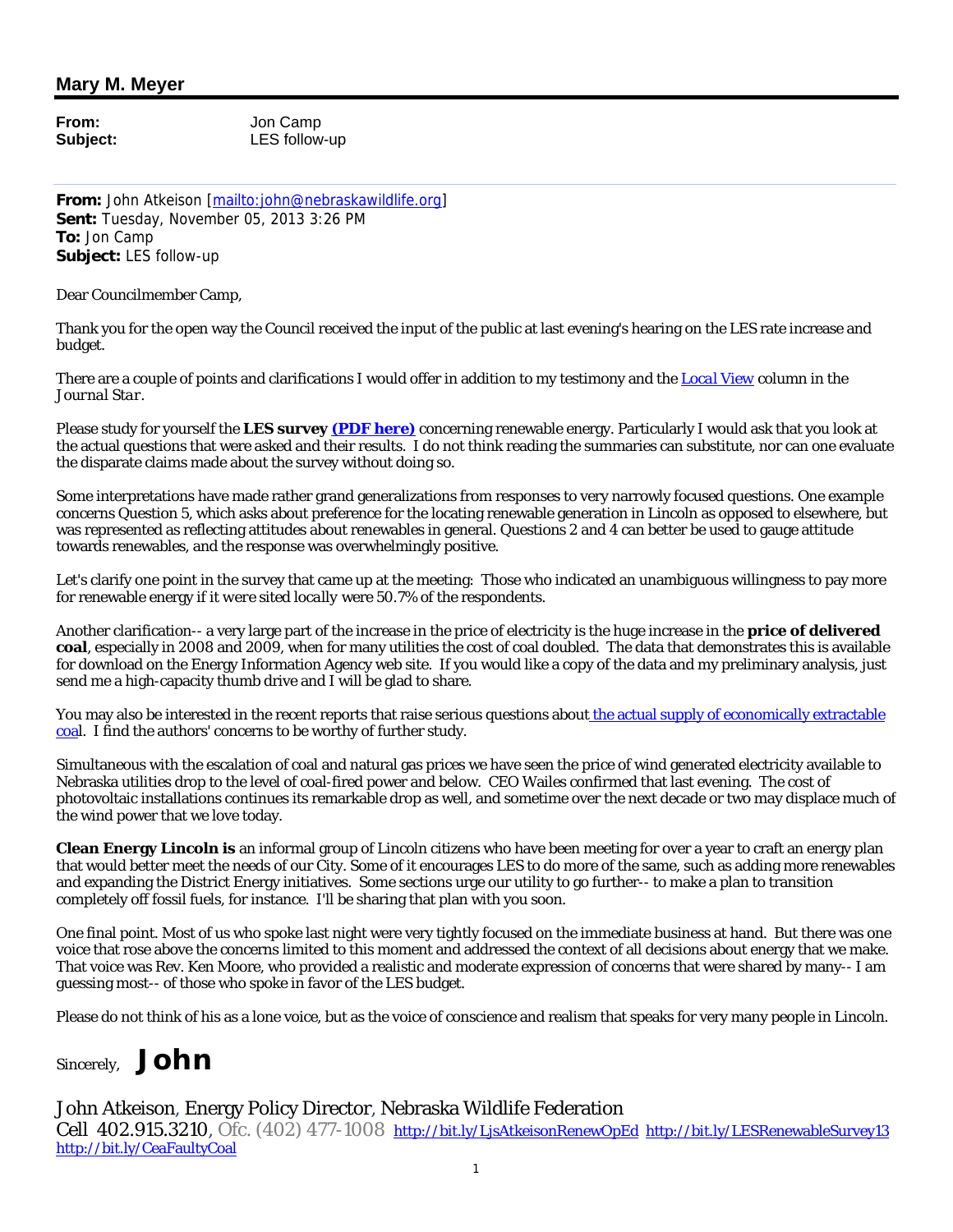## Mary M. Meyer

**From:** Jon Camp
**Subject:** LES follow-up

**From:** John Atkeison [mailto:john@nebraskawildlife.org]
**Sent:** Tuesday, November 05, 2013 3:26 PM
**To:** Jon Camp
**Subject:** LES follow-up

Dear Councilmember Camp,

Thank you for the open way the Council received the input of the public at last evening's hearing on the LES rate increase and budget.

There are a couple of points and clarifications I would offer in addition to my testimony and the Local View column in the *Journal Star*.

Please study for yourself the **LES survey (PDF here)** concerning renewable energy. Particularly I would ask that you look at the actual questions that were asked and their results. I do not think reading the summaries can substitute, nor can one evaluate the disparate claims made about the survey without doing so.

Some interpretations have made rather grand generalizations from responses to very narrowly focused questions. One example concerns Question 5, which asks about preference for the locating renewable generation in Lincoln as opposed to elsewhere, but was represented as reflecting attitudes about renewables in general. Questions 2 and 4 can better be used to gauge attitude towards renewables, and the response was overwhelmingly positive.

Let's clarify one point in the survey that came up at the meeting: Those who indicated an unambiguous willingness to pay more for renewable energy *if it were sited locally* were 50.7% of the respondents.

Another clarification-- a very large part of the increase in the price of electricity is the huge increase in the **price of delivered coal**, especially in 2008 and 2009, when for many utilities the cost of coal doubled. The data that demonstrates this is available for download on the Energy Information Agency web site. If you would like a copy of the data and my preliminary analysis, just send me a high-capacity thumb drive and I will be glad to share.

You may also be interested in the recent reports that raise serious questions about the actual supply of economically extractable coal. I find the authors' concerns to be worthy of further study.

Simultaneous with the escalation of coal and natural gas prices we have seen the price of wind generated electricity available to Nebraska utilities drop to the level of coal-fired power and below. CEO Wailes confirmed that last evening. The cost of photovoltaic installations continues its remarkable drop as well, and sometime over the next decade or two may displace much of the wind power that we love today.

**Clean Energy Lincoln is** an informal group of Lincoln citizens who have been meeting for over a year to craft an energy plan that would better meet the needs of our City. Some of it encourages LES to do more of the same, such as adding more renewables and expanding the District Energy initiatives. Some sections urge our utility to go further-- to make a plan to transition completely off fossil fuels, for instance. I'll be sharing that plan with you soon.

One final point. Most of us who spoke last night were very tightly focused on the immediate business at hand. But there was one voice that rose above the concerns limited to this moment and addressed the context of all decisions about energy that we make. That voice was Rev. Ken Moore, who provided a realistic and moderate expression of concerns that were shared by many-- I am guessing most-- of those who spoke in favor of the LES budget.

Please do not think of his as a lone voice, but as the voice of conscience and realism that speaks for very many people in Lincoln.

Sincerely, **John**

John Atkeison, Energy Policy Director, Nebraska Wildlife Federation
Cell 402.915.3210, Ofc. (402) 477-1008 http://bit.ly/LjsAtkeisonRenewOpEd http://bit.ly/LESRenewableSurvey13
http://bit.ly/CeaFaultyCoal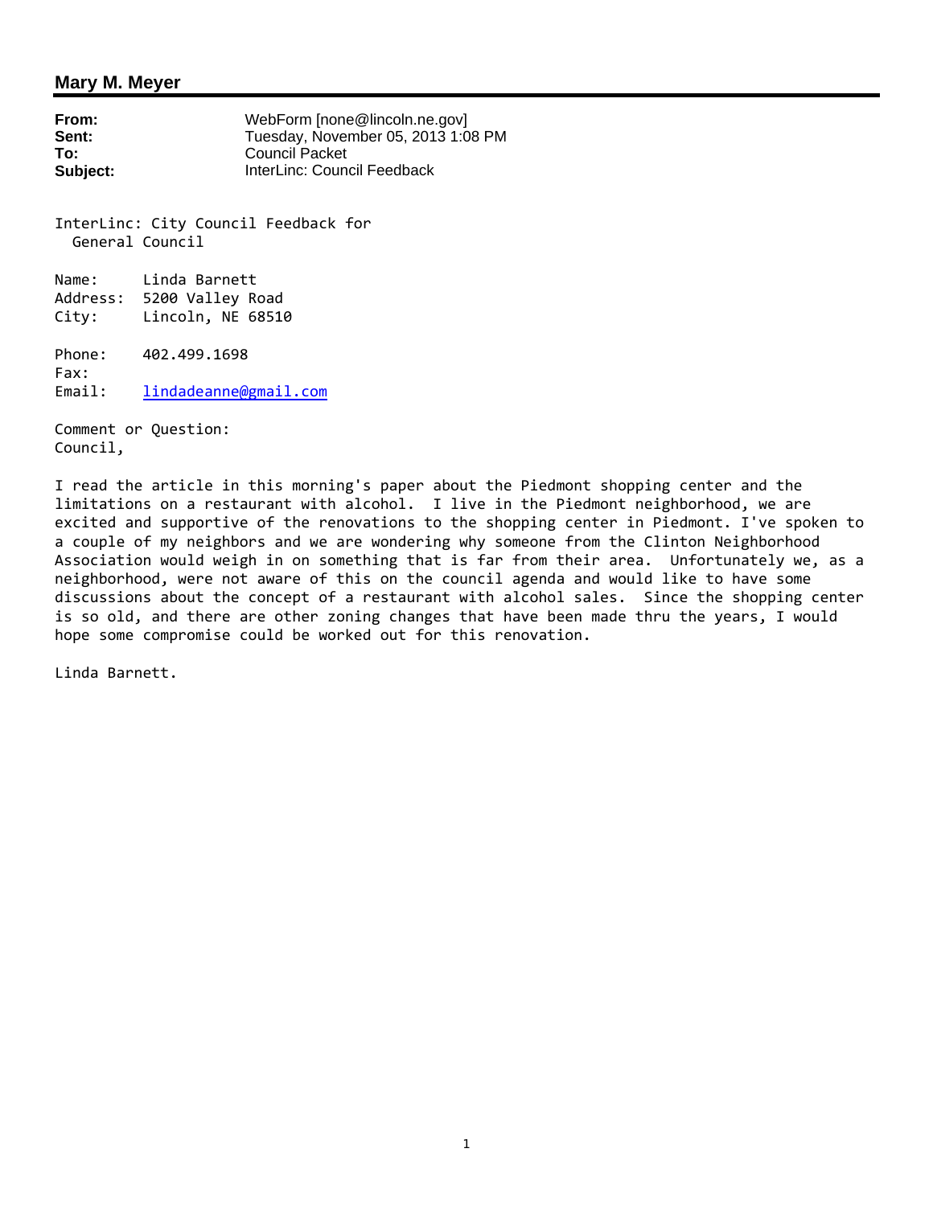## Mary M. Meyer

**From:** WebForm [none@lincoln.ne.gov]
**Sent:** Tuesday, November 05, 2013 1:08 PM
**To:** Council Packet
**Subject:** InterLinc: Council Feedback

InterLinc: City Council Feedback for
General Council

Name: Linda Barnett
Address: 5200 Valley Road
City: Lincoln, NE 68510

Phone: 402.499.1698
Fax:
Email: lindadeanne@gmail.com

Comment or Question:
Council,

I read the article in this morning's paper about the Piedmont shopping center and the limitations on a restaurant with alcohol. I live in the Piedmont neighborhood, we are excited and supportive of the renovations to the shopping center in Piedmont. I've spoken to a couple of my neighbors and we are wondering why someone from the Clinton Neighborhood Association would weigh in on something that is far from their area. Unfortunately we, as a neighborhood, were not aware of this on the council agenda and would like to have some discussions about the concept of a restaurant with alcohol sales. Since the shopping center is so old, and there are other zoning changes that have been made thru the years, I would hope some compromise could be worked out for this renovation.

Linda Barnett.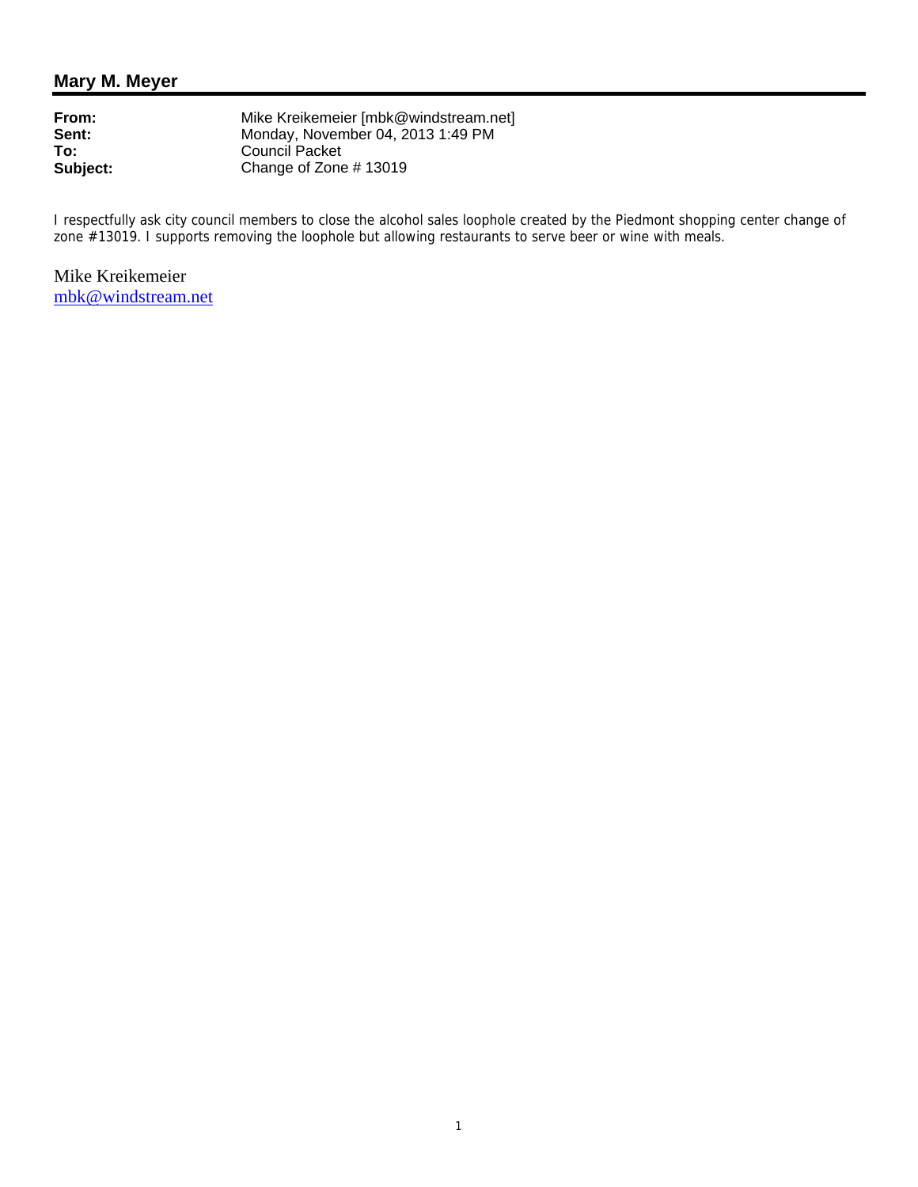## Mary M. Meyer

**From:** Mike Kreikemeier [mbk@windstream.net]
**Sent:** Monday, November 04, 2013 1:49 PM
**To:** Council Packet
**Subject:** Change of Zone # 13019

I respectfully ask city council members to close the alcohol sales loophole created by the Piedmont shopping center change of zone #13019. I supports removing the loophole but allowing restaurants to serve beer or wine with meals.

Mike Kreikemeier
mbk@windstream.net